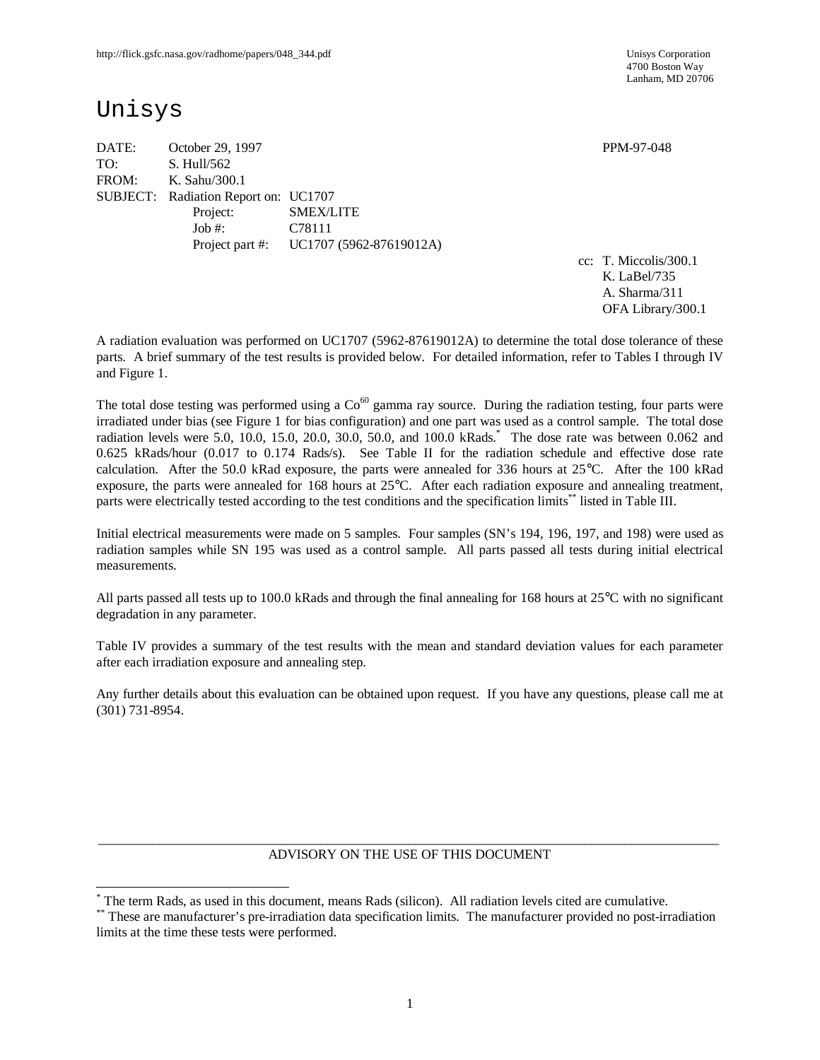http://flick.gsfc.nasa.gov/radhome/papers/048_344.pdf

Unisys Corporation
4700 Boston Way
Lanham, MD 20706

# Unisys

DATE: October 29, 1997 PPM-97-048
TO: S. Hull/562
FROM: K. Sahu/300.1
SUBJECT: Radiation Report on: UC1707
Project: SMEX/LITE
Job #: C78111
Project part #: UC1707 (5962-87619012A)

cc: T. Miccolis/300.1
K. LaBel/735
A. Sharma/311
OFA Library/300.1

A radiation evaluation was performed on UC1707 (5962-87619012A) to determine the total dose tolerance of these parts. A brief summary of the test results is provided below. For detailed information, refer to Tables I through IV and Figure 1.

The total dose testing was performed using a $Co^{60}$ gamma ray source. During the radiation testing, four parts were irradiated under bias (see Figure 1 for bias configuration) and one part was used as a control sample. The total dose radiation levels were 5.0, 10.0, 15.0, 20.0, 30.0, 50.0, and 100.0 kRads.[*] The dose rate was between 0.062 and 0.625 kRads/hour (0.017 to 0.174 Rads/s). See Table II for the radiation schedule and effective dose rate calculation. After the 50.0 kRad exposure, the parts were annealed for 336 hours at 25°C. After the 100 kRad exposure, the parts were annealed for 168 hours at 25°C. After each radiation exposure and annealing treatment, parts were electrically tested according to the test conditions and the specification limits[**] listed in Table III.

Initial electrical measurements were made on 5 samples. Four samples (SN's 194, 196, 197, and 198) were used as radiation samples while SN 195 was used as a control sample. All parts passed all tests during initial electrical measurements.

All parts passed all tests up to 100.0 kRads and through the final annealing for 168 hours at 25°C with no significant degradation in any parameter.

Table IV provides a summary of the test results with the mean and standard deviation values for each parameter after each irradiation exposure and annealing step.

Any further details about this evaluation can be obtained upon request. If you have any questions, please call me at (301) 731-8954.

---

ADVISORY ON THE USE OF THIS DOCUMENT

[*] The term Rads, as used in this document, means Rads (silicon). All radiation levels cited are cumulative.

[**] These are manufacturer's pre-irradiation data specification limits. The manufacturer provided no post-irradiation limits at the time these tests were performed.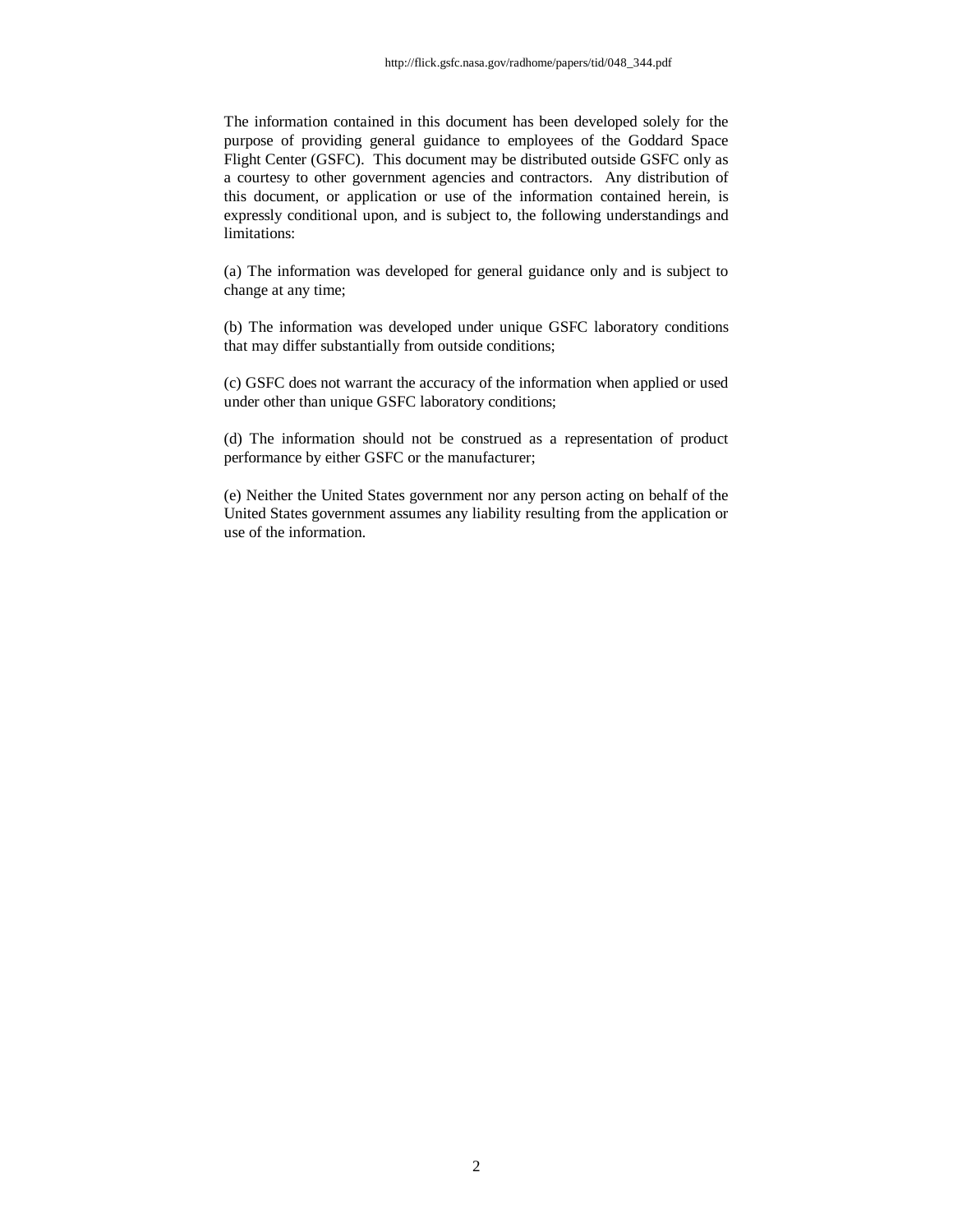The information contained in this document has been developed solely for the purpose of providing general guidance to employees of the Goddard Space Flight Center (GSFC). This document may be distributed outside GSFC only as a courtesy to other government agencies and contractors. Any distribution of this document, or application or use of the information contained herein, is expressly conditional upon, and is subject to, the following understandings and limitations:

(a) The information was developed for general guidance only and is subject to change at any time;

(b) The information was developed under unique GSFC laboratory conditions that may differ substantially from outside conditions;

(c) GSFC does not warrant the accuracy of the information when applied or used under other than unique GSFC laboratory conditions;

(d) The information should not be construed as a representation of product performance by either GSFC or the manufacturer;

(e) Neither the United States government nor any person acting on behalf of the United States government assumes any liability resulting from the application or use of the information.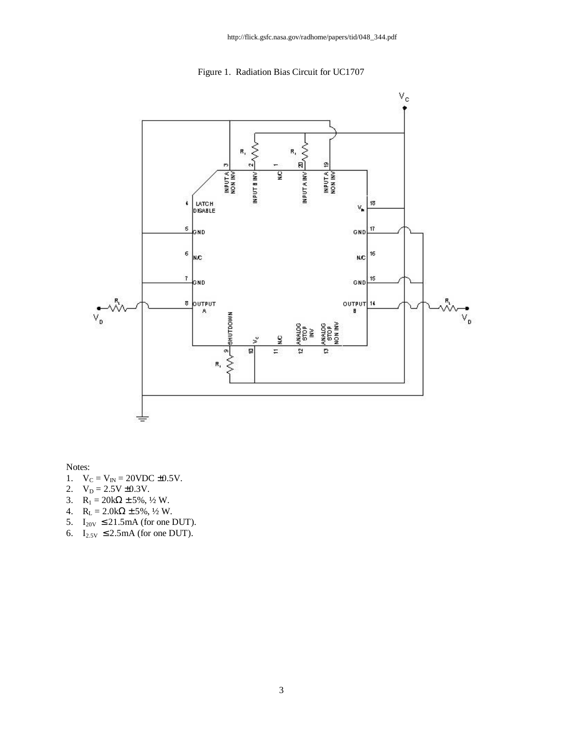http://flick.gsfc.nasa.gov/radhome/papers/tid/048_344.pdf

Figure 1. Radiation Bias Circuit for UC1707

Notes:

1. $V_C = V_{IN} = 20VDC \pm 0.5V$.
2. $V_D = 2.5V \pm 0.3V$.
3. $R_1 = 20k\Omega \pm 5\%$, ½ W.
4. $R_L = 2.0k\Omega \pm 5\%$, ½ W.
5. $I_{20V} \leq 21.5mA$ (for one DUT).
6. $I_{2.5V} \leq 2.5mA$ (for one DUT).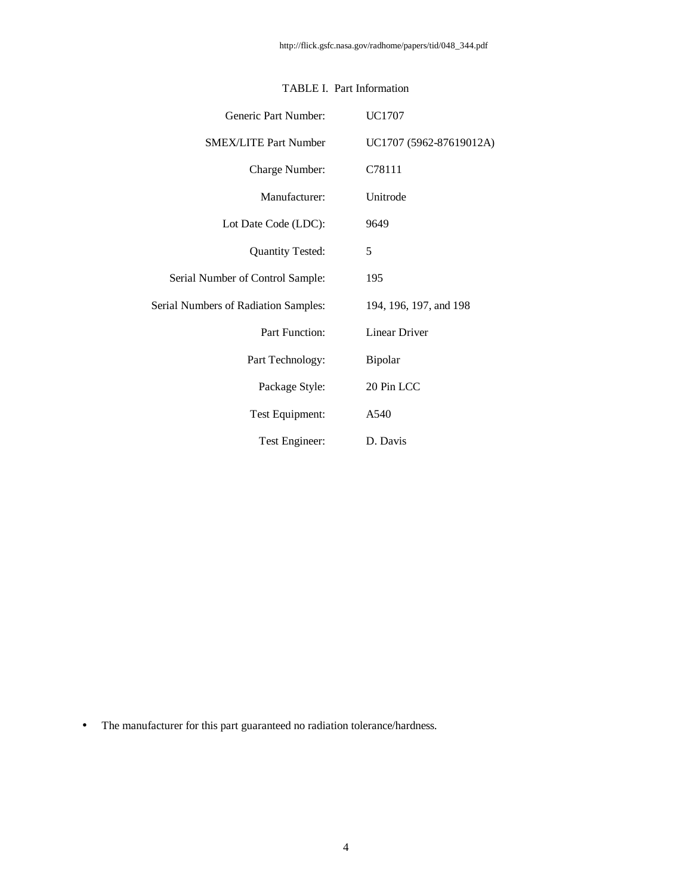http://flick.gsfc.nasa.gov/radhome/papers/tid/048_344.pdf

TABLE I. Part Information

| | |
|---|---|
| Generic Part Number: | UC1707 |
| SMEX/LITE Part Number | UC1707 (5962-87619012A) |
| Charge Number: | C78111 |
| Manufacturer: | Unitrode |
| Lot Date Code (LDC): | 9649 |
| Quantity Tested: | 5 |
| Serial Number of Control Sample: | 195 |
| Serial Numbers of Radiation Samples: | 194, 196, 197, and 198 |
| Part Function: | Linear Driver |
| Part Technology: | Bipolar |
| Package Style: | 20 Pin LCC |
| Test Equipment: | A540 |
| Test Engineer: | D. Davis |

- The manufacturer for this part guaranteed no radiation tolerance/hardness.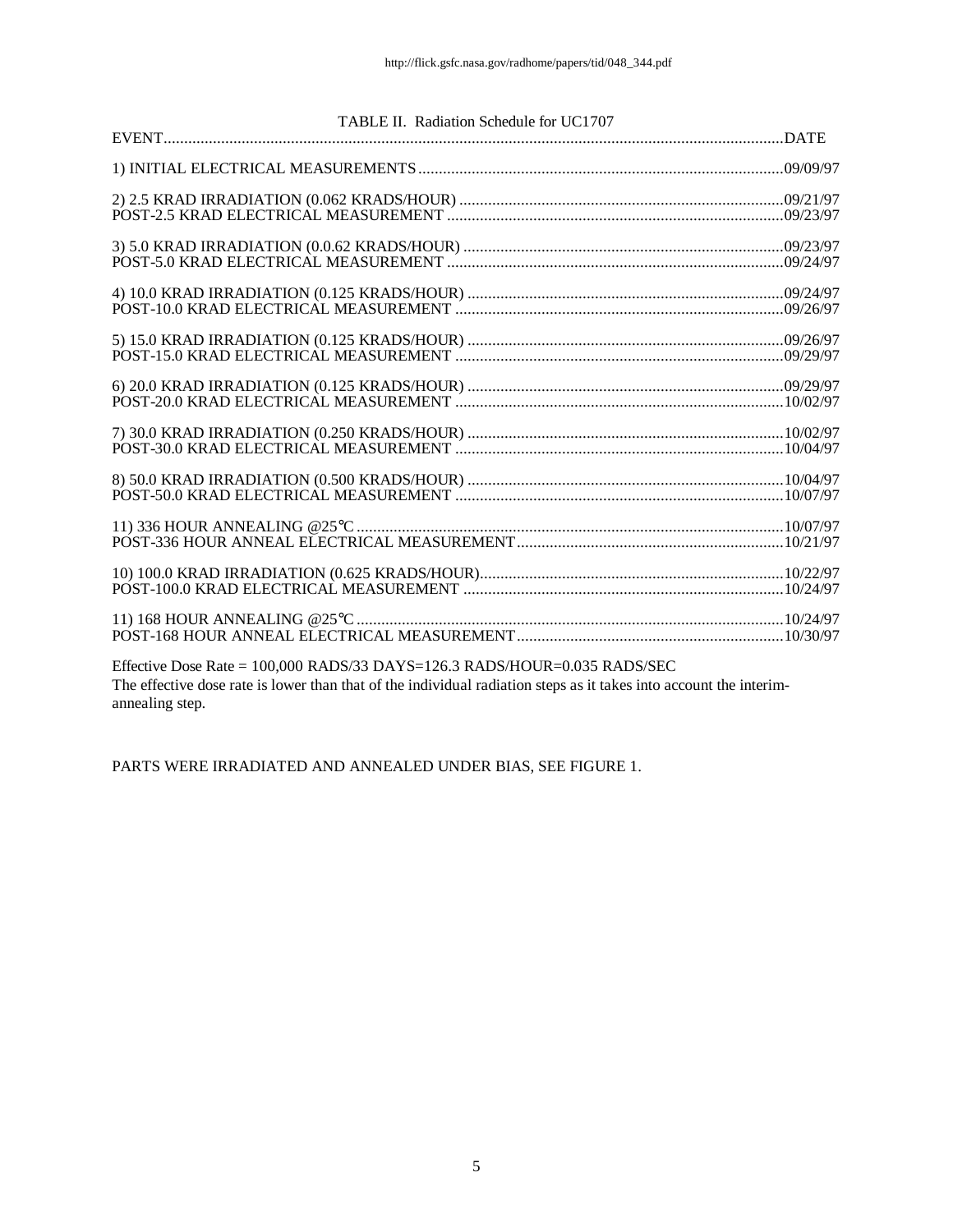TABLE II. Radiation Schedule for UC1707

| EVENT | DATE |
|---|---|
| 1) INITIAL ELECTRICAL MEASUREMENTS | 09/09/97 |
| 2) 2.5 KRAD IRRADIATION (0.062 KRADS/HOUR) | 09/21/97 |
| POST-2.5 KRAD ELECTRICAL MEASUREMENT | 09/23/97 |
| 3) 5.0 KRAD IRRADIATION (0.0.62 KRADS/HOUR) | 09/23/97 |
| POST-5.0 KRAD ELECTRICAL MEASUREMENT | 09/24/97 |
| 4) 10.0 KRAD IRRADIATION (0.125 KRADS/HOUR) | 09/24/97 |
| POST-10.0 KRAD ELECTRICAL MEASUREMENT | 09/26/97 |
| 5) 15.0 KRAD IRRADIATION (0.125 KRADS/HOUR) | 09/26/97 |
| POST-15.0 KRAD ELECTRICAL MEASUREMENT | 09/29/97 |
| 6) 20.0 KRAD IRRADIATION (0.125 KRADS/HOUR) | 09/29/97 |
| POST-20.0 KRAD ELECTRICAL MEASUREMENT | 10/02/97 |
| 7) 30.0 KRAD IRRADIATION (0.250 KRADS/HOUR) | 10/02/97 |
| POST-30.0 KRAD ELECTRICAL MEASUREMENT | 10/04/97 |
| 8) 50.0 KRAD IRRADIATION (0.500 KRADS/HOUR) | 10/04/97 |
| POST-50.0 KRAD ELECTRICAL MEASUREMENT | 10/07/97 |
| 11) 336 HOUR ANNEALING @25°C | 10/07/97 |
| POST-336 HOUR ANNEAL ELECTRICAL MEASUREMENT | 10/21/97 |
| 10) 100.0 KRAD IRRADIATION (0.625 KRADS/HOUR) | 10/22/97 |
| POST-100.0 KRAD ELECTRICAL MEASUREMENT | 10/24/97 |
| 11) 168 HOUR ANNEALING @25°C | 10/24/97 |
| POST-168 HOUR ANNEAL ELECTRICAL MEASUREMENT | 10/30/97 |

Effective Dose Rate = 100,000 RADS/33 DAYS=126.3 RADS/HOUR=0.035 RADS/SEC
The effective dose rate is lower than that of the individual radiation steps as it takes into account the interim-annealing step.

PARTS WERE IRRADIATED AND ANNEALED UNDER BIAS, SEE FIGURE 1.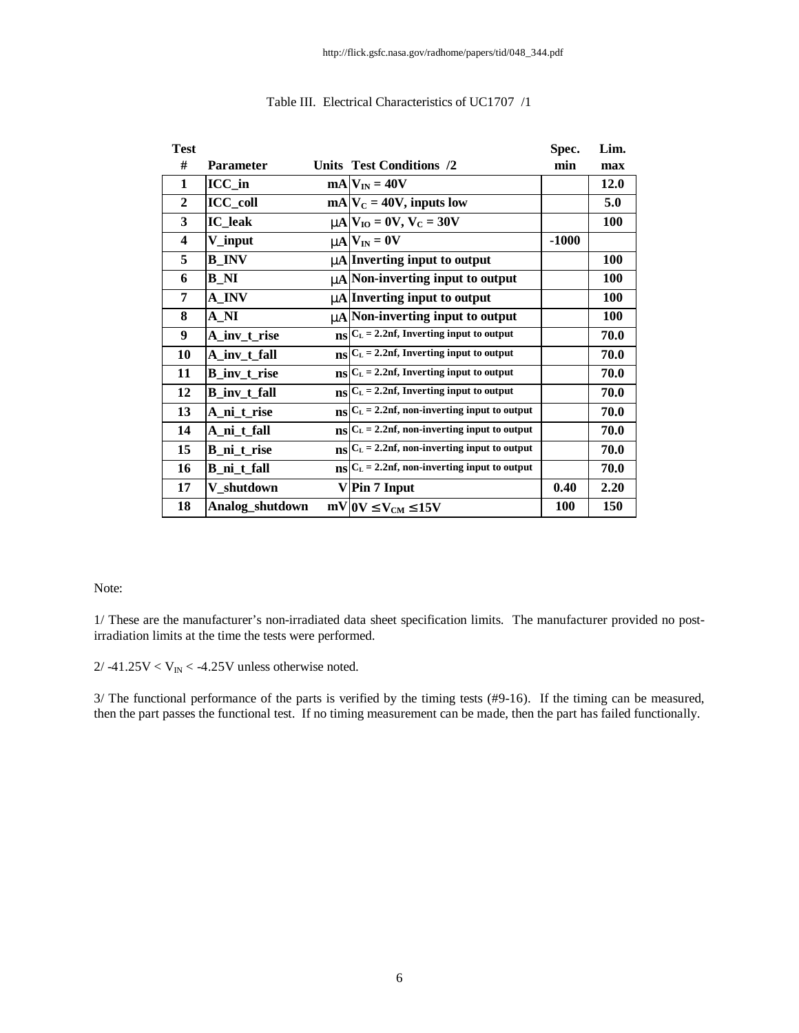Table III. Electrical Characteristics of UC1707 /1

| Test # | Parameter | Units | Test Conditions /2 | Spec. min | Lim. max |
|---|---|---|---|---|---|
| 1 | ICC_in | mA | $V_{IN}$ = 40V | | 12.0 |
| 2 | ICC_coll | mA | $V_C$ = 40V, inputs low | | 5.0 |
| 3 | IC_leak | μA | $V_{IO}$ = 0V, $V_C$ = 30V | | 100 |
| 4 | V_input | μA | $V_{IN}$ = 0V | -1000 | |
| 5 | B_INV | μA | Inverting input to output | | 100 |
| 6 | B_NI | μA | Non-inverting input to output | | 100 |
| 7 | A_INV | μA | Inverting input to output | | 100 |
| 8 | A_NI | μA | Non-inverting input to output | | 100 |
| 9 | A_inv_t_rise | ns | $C_L$ = 2.2nf, Inverting input to output | | 70.0 |
| 10 | A_inv_t_fall | ns | $C_L$ = 2.2nf, Inverting input to output | | 70.0 |
| 11 | B_inv_t_rise | ns | $C_L$ = 2.2nf, Inverting input to output | | 70.0 |
| 12 | B_inv_t_fall | ns | $C_L$ = 2.2nf, Inverting input to output | | 70.0 |
| 13 | A_ni_t_rise | ns | $C_L$ = 2.2nf, non-inverting input to output | | 70.0 |
| 14 | A_ni_t_fall | ns | $C_L$ = 2.2nf, non-inverting input to output | | 70.0 |
| 15 | B_ni_t_rise | ns | $C_L$ = 2.2nf, non-inverting input to output | | 70.0 |
| 16 | B_ni_t_fall | ns | $C_L$ = 2.2nf, non-inverting input to output | | 70.0 |
| 17 | V_shutdown | V | Pin 7 Input | 0.40 | 2.20 |
| 18 | Analog_shutdown | mV | $0V \leq V_{CM} \leq 15V$ | 100 | 150 |

Note:

1/ These are the manufacturer's non-irradiated data sheet specification limits. The manufacturer provided no post-irradiation limits at the time the tests were performed.

2/ $-41.25V < V_{IN} < -4.25V$ unless otherwise noted.

3/ The functional performance of the parts is verified by the timing tests (#9-16). If the timing can be measured, then the part passes the functional test. If no timing measurement can be made, then the part has failed functionally.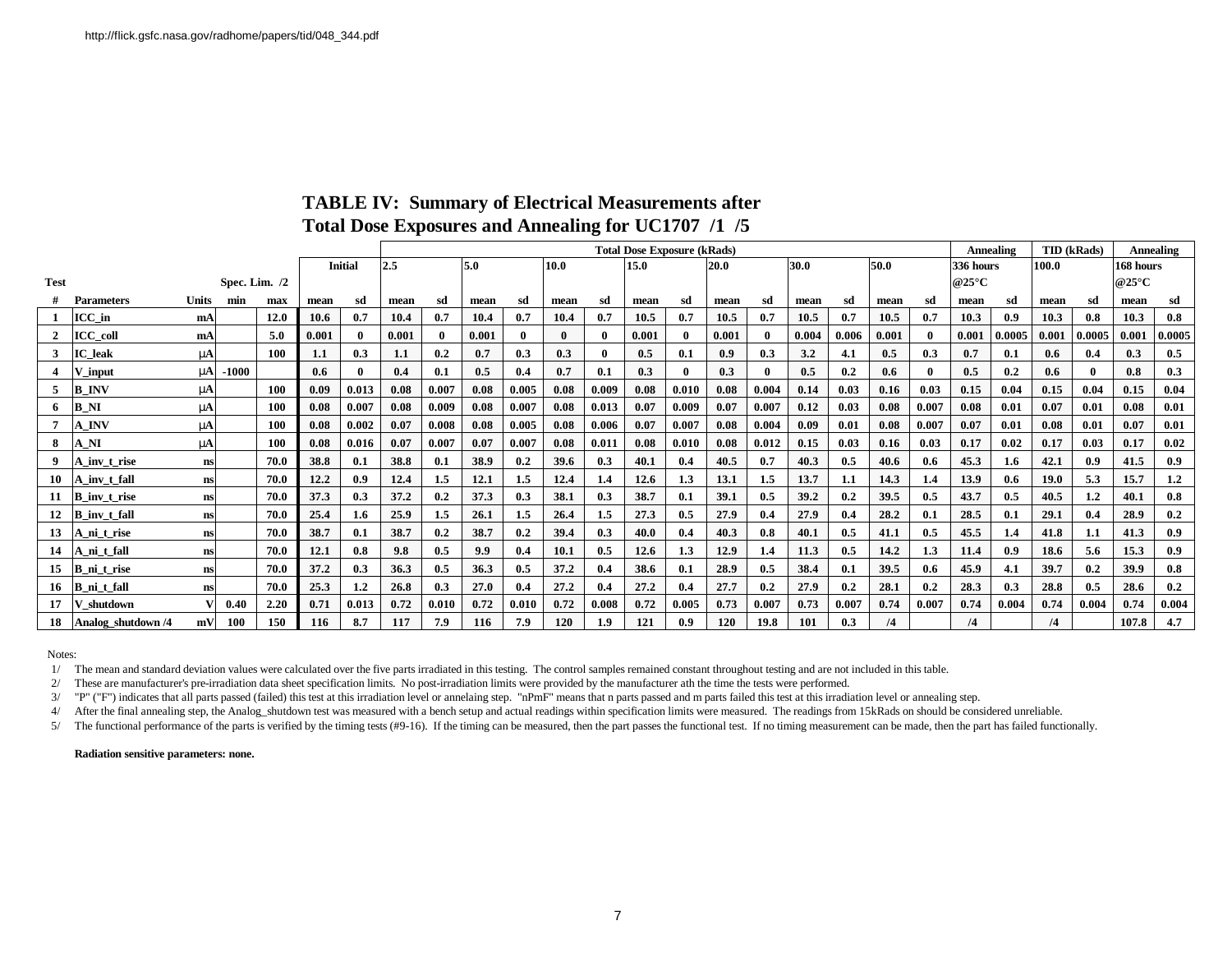http://flick.gsfc.nasa.gov/radhome/papers/tid/048_344.pdf

## TABLE IV: Summary of Electrical Measurements after Total Dose Exposures and Annealing for UC1707 /1 /5

| Test | | | Spec. Lim. /2 | | Initial | | Total Dose Exposure (kRads) | | | | | | | | | | | | | | | | Annealing | | TID (kRads) | | Annealing | |
|---|---|---|---|---|---|---|---|---|---|---|---|---|---|---|---|---|---|---|---|---|---|---|---|---|---|---|---|---|
| | | | | | | | 2.5 | | 5.0 | | 10.0 | | 15.0 | | 20.0 | | 30.0 | | 50.0 | | | | 336 hours @25°C | | 100.0 | | 168 hours @25°C | |
| # | Parameters | Units | min | max | mean | sd | mean | sd | mean | sd | mean | sd | mean | sd | mean | sd | mean | sd | mean | sd | | | mean | sd | mean | sd | mean | sd |
| 1 | ICC_in | mA | | 12.0 | 10.6 | 0.7 | 10.4 | 0.7 | 10.4 | 0.7 | 10.4 | 0.7 | 10.5 | 0.7 | 10.5 | 0.7 | 10.5 | 0.7 | 10.5 | 0.7 | | | 10.3 | 0.9 | 10.3 | 0.8 | 10.3 | 0.8 |
| 2 | ICC_coll | mA | | 5.0 | 0.001 | 0 | 0.001 | 0 | 0.001 | 0 | 0 | 0 | 0.001 | 0 | 0.001 | 0 | 0.004 | 0.006 | 0.001 | 0 | | | 0.001 | 0.0005 | 0.001 | 0.0005 | 0.001 | 0.0005 |
| 3 | IC_leak | μA | | 100 | 1.1 | 0.3 | 1.1 | 0.2 | 0.7 | 0.3 | 0.3 | 0 | 0.5 | 0.1 | 0.9 | 0.3 | 3.2 | 4.1 | 0.5 | 0.3 | | | 0.7 | 0.1 | 0.6 | 0.4 | 0.3 | 0.5 |
| 4 | V_input | μA | -1000 | | 0.6 | 0 | 0.4 | 0.1 | 0.5 | 0.4 | 0.7 | 0.1 | 0.3 | 0 | 0.3 | 0 | 0.5 | 0.2 | 0.6 | 0 | | | 0.5 | 0.2 | 0.6 | 0 | 0.8 | 0.3 |
| 5 | B_INV | μA | | 100 | 0.09 | 0.013 | 0.08 | 0.007 | 0.08 | 0.005 | 0.08 | 0.009 | 0.08 | 0.010 | 0.08 | 0.004 | 0.14 | 0.03 | 0.16 | 0.03 | | | 0.15 | 0.04 | 0.15 | 0.04 | 0.15 | 0.04 |
| 6 | B_NI | μA | | 100 | 0.08 | 0.007 | 0.08 | 0.009 | 0.08 | 0.007 | 0.08 | 0.013 | 0.07 | 0.009 | 0.07 | 0.007 | 0.12 | 0.03 | 0.08 | 0.007 | | | 0.08 | 0.01 | 0.07 | 0.01 | 0.08 | 0.01 |
| 7 | A_INV | μA | | 100 | 0.08 | 0.002 | 0.07 | 0.008 | 0.08 | 0.005 | 0.08 | 0.006 | 0.07 | 0.007 | 0.08 | 0.004 | 0.09 | 0.01 | 0.08 | 0.007 | | | 0.07 | 0.01 | 0.08 | 0.01 | 0.07 | 0.01 |
| 8 | A_NI | μA | | 100 | 0.08 | 0.016 | 0.07 | 0.007 | 0.07 | 0.007 | 0.08 | 0.011 | 0.08 | 0.010 | 0.08 | 0.012 | 0.15 | 0.03 | 0.16 | 0.03 | | | 0.17 | 0.02 | 0.17 | 0.03 | 0.17 | 0.02 |
| 9 | A_inv_t_rise | ns | | 70.0 | 38.8 | 0.1 | 38.8 | 0.1 | 38.9 | 0.2 | 39.6 | 0.3 | 40.1 | 0.4 | 40.5 | 0.7 | 40.3 | 0.5 | 40.6 | 0.6 | | | 45.3 | 1.6 | 42.1 | 0.9 | 41.5 | 0.9 |
| 10 | A_inv_t_fall | ns | | 70.0 | 12.2 | 0.9 | 12.4 | 1.5 | 12.1 | 1.5 | 12.4 | 1.4 | 12.6 | 1.3 | 13.1 | 1.5 | 13.7 | 1.1 | 14.3 | 1.4 | | | 13.9 | 0.6 | 19.0 | 5.3 | 15.7 | 1.2 |
| 11 | B_inv_t_rise | ns | | 70.0 | 37.3 | 0.3 | 37.2 | 0.2 | 37.3 | 0.3 | 38.1 | 0.3 | 38.7 | 0.1 | 39.1 | 0.5 | 39.2 | 0.2 | 39.5 | 0.5 | | | 43.7 | 0.5 | 40.5 | 1.2 | 40.1 | 0.8 |
| 12 | B_inv_t_fall | ns | | 70.0 | 25.4 | 1.6 | 25.9 | 1.5 | 26.1 | 1.5 | 26.4 | 1.5 | 27.3 | 0.5 | 27.9 | 0.4 | 27.9 | 0.4 | 28.2 | 0.1 | | | 28.5 | 0.1 | 29.1 | 0.4 | 28.9 | 0.2 |
| 13 | A_ni_t_rise | ns | | 70.0 | 38.7 | 0.1 | 38.7 | 0.2 | 38.7 | 0.2 | 39.4 | 0.3 | 40.0 | 0.4 | 40.3 | 0.8 | 40.1 | 0.5 | 41.1 | 0.5 | | | 45.5 | 1.4 | 41.8 | 1.1 | 41.3 | 0.9 |
| 14 | A_ni_t_fall | ns | | 70.0 | 12.1 | 0.8 | 9.8 | 0.5 | 9.9 | 0.4 | 10.1 | 0.5 | 12.6 | 1.3 | 12.9 | 1.4 | 11.3 | 0.5 | 14.2 | 1.3 | | | 11.4 | 0.9 | 18.6 | 5.6 | 15.3 | 0.9 |
| 15 | B_ni_t_rise | ns | | 70.0 | 37.2 | 0.3 | 36.3 | 0.5 | 36.3 | 0.5 | 37.2 | 0.4 | 38.6 | 0.1 | 28.9 | 0.5 | 38.4 | 0.1 | 39.5 | 0.6 | | | 45.9 | 4.1 | 39.7 | 0.2 | 39.9 | 0.8 |
| 16 | B_ni_t_fall | ns | | 70.0 | 25.3 | 1.2 | 26.8 | 0.3 | 27.0 | 0.4 | 27.2 | 0.4 | 27.2 | 0.4 | 27.7 | 0.2 | 27.9 | 0.2 | 28.1 | 0.2 | | | 28.3 | 0.3 | 28.8 | 0.5 | 28.6 | 0.2 |
| 17 | V_shutdown | V | 0.40 | 2.20 | 0.71 | 0.013 | 0.72 | 0.010 | 0.72 | 0.010 | 0.72 | 0.008 | 0.72 | 0.005 | 0.73 | 0.007 | 0.73 | 0.007 | 0.74 | 0.007 | | | 0.74 | 0.004 | 0.74 | 0.004 | 0.74 | 0.004 |
| 18 | Analog_shutdown /4 | mV | 100 | 150 | 116 | 8.7 | 117 | 7.9 | 116 | 7.9 | 120 | 1.9 | 121 | 0.9 | 120 | 19.8 | 101 | 0.3 | /4 | | | | /4 | | /4 | | 107.8 | 4.7 |

Notes:

1/ The mean and standard deviation values were calculated over the five parts irradiated in this testing. The control samples remained constant throughout testing and are not included in this table.

2/ These are manufacturer's pre-irradiation data sheet specification limits. No post-irradiation limits were provided by the manufacturer ath the time the tests were performed.

3/ "P" ("F") indicates that all parts passed (failed) this test at this irradiation level or annelaing step. "nPmF" means that n parts passed and m parts failed this test at this irradiation level or annealing step.

4/ After the final annealing step, the Analog_shutdown test was measured with a bench setup and actual readings within specification limits were measured. The readings from 15kRads on should be considered unreliable.

5/ The functional performance of the parts is verified by the timing tests (#9-16). If the timing can be measured, then the part passes the functional test. If no timing measurement can be made, then the part has failed functionally.

**Radiation sensitive parameters: none.**